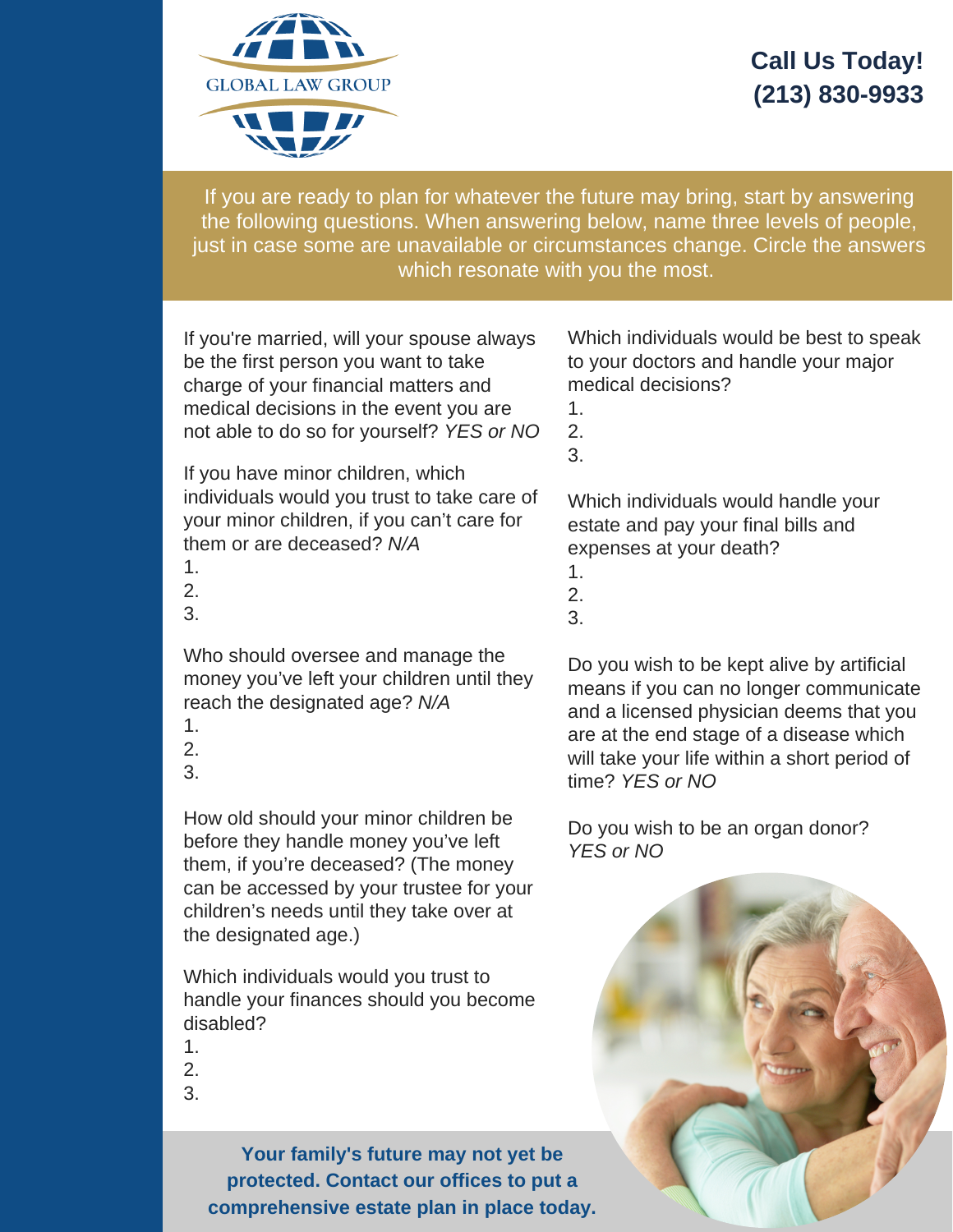GLOBAL LAW GROUP

**Call Us Today!**
**(213) 830-9933**

If you are ready to plan for whatever the future may bring, start by answering the following questions. When answering below, name three levels of people, just in case some are unavailable or circumstances change. Circle the answers which resonate with you the most.

If you're married, will your spouse always be the first person you want to take charge of your financial matters and medical decisions in the event you are not able to do so for yourself? *YES or NO*

If you have minor children, which individuals would you trust to take care of your minor children, if you can't care for them or are deceased? *N/A*

1.
2.
3.

Who should oversee and manage the money you've left your children until they reach the designated age? *N/A*

1.
2.
3.

How old should your minor children be before they handle money you've left them, if you're deceased? (The money can be accessed by your trustee for your children's needs until they take over at the designated age.)

Which individuals would you trust to handle your finances should you become disabled?

1.
2.
3.

Which individuals would be best to speak to your doctors and handle your major medical decisions?

1.
2.
3.

Which individuals would handle your estate and pay your final bills and expenses at your death?

1.
2.
3.

Do you wish to be kept alive by artificial means if you can no longer communicate and a licensed physician deems that you are at the end stage of a disease which will take your life within a short period of time? *YES or NO*

Do you wish to be an organ donor? *YES or NO*

**Your family's future may not yet be protected. Contact our offices to put a comprehensive estate plan in place today.**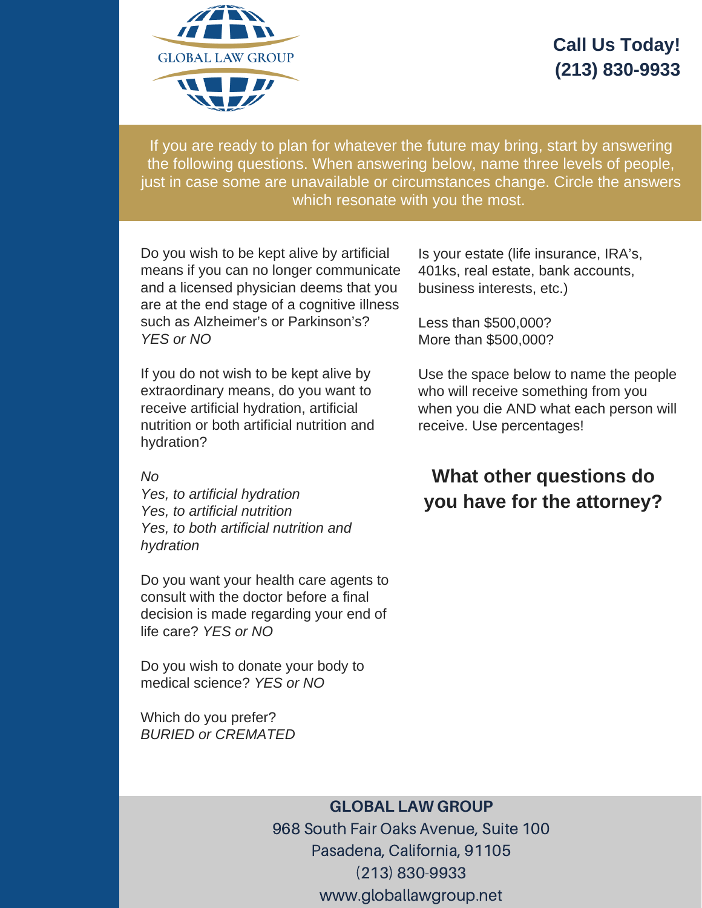GLOBAL LAW GROUP

**Call Us Today!**
**(213) 830-9933**

If you are ready to plan for whatever the future may bring, start by answering the following questions. When answering below, name three levels of people, just in case some are unavailable or circumstances change. Circle the answers which resonate with you the most.

Do you wish to be kept alive by artificial means if you can no longer communicate and a licensed physician deems that you are at the end stage of a cognitive illness such as Alzheimer's or Parkinson's?
*YES or NO*

If you do not wish to be kept alive by extraordinary means, do you want to receive artificial hydration, artificial nutrition or both artificial nutrition and hydration?

*No*
*Yes, to artificial hydration*
*Yes, to artificial nutrition*
*Yes, to both artificial nutrition and hydration*

Do you want your health care agents to consult with the doctor before a final decision is made regarding your end of life care? *YES or NO*

Do you wish to donate your body to medical science? *YES or NO*

Which do you prefer?
*BURIED or CREMATED*

Is your estate (life insurance, IRA's, 401ks, real estate, bank accounts, business interests, etc.)

Less than $500,000?
More than $500,000?

Use the space below to name the people who will receive something from you when you die AND what each person will receive. Use percentages!

## What other questions do you have for the attorney?

**GLOBAL LAW GROUP**
968 South Fair Oaks Avenue, Suite 100
Pasadena, California, 91105
(213) 830-9933
www.globallawgroup.net